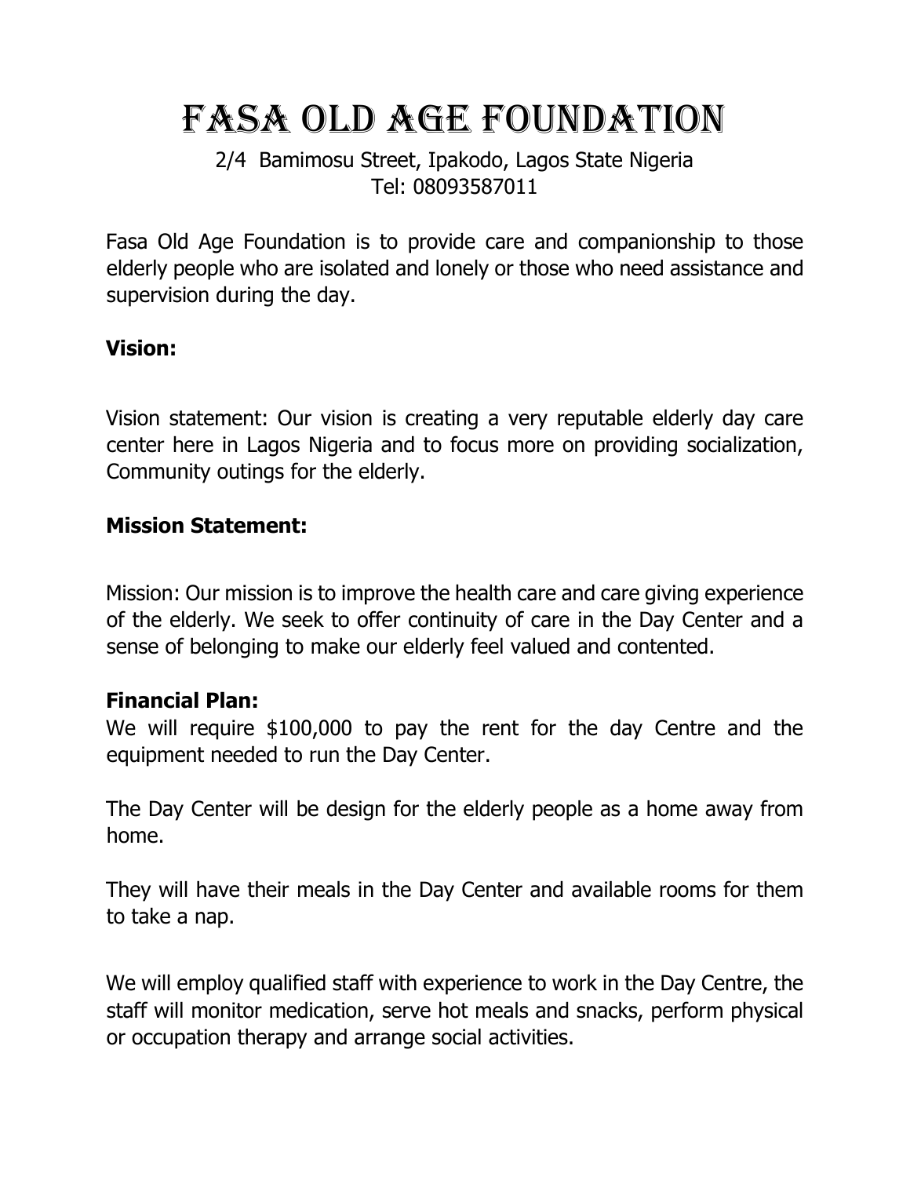# FASA OLD AGE FOUNDATION

2/4 Bamimosu Street, Ipakodo, Lagos State Nigeria
Tel: 08093587011

Fasa Old Age Foundation is to provide care and companionship to those elderly people who are isolated and lonely or those who need assistance and supervision during the day.

**Vision:**

Vision statement: Our vision is creating a very reputable elderly day care center here in Lagos Nigeria and to focus more on providing socialization, Community outings for the elderly.

**Mission Statement:**

Mission: Our mission is to improve the health care and care giving experience of the elderly. We seek to offer continuity of care in the Day Center and a sense of belonging to make our elderly feel valued and contented.

**Financial Plan:**

We will require $100,000 to pay the rent for the day Centre and the equipment needed to run the Day Center.

The Day Center will be design for the elderly people as a home away from home.

They will have their meals in the Day Center and available rooms for them to take a nap.

We will employ qualified staff with experience to work in the Day Centre, the staff will monitor medication, serve hot meals and snacks, perform physical or occupation therapy and arrange social activities.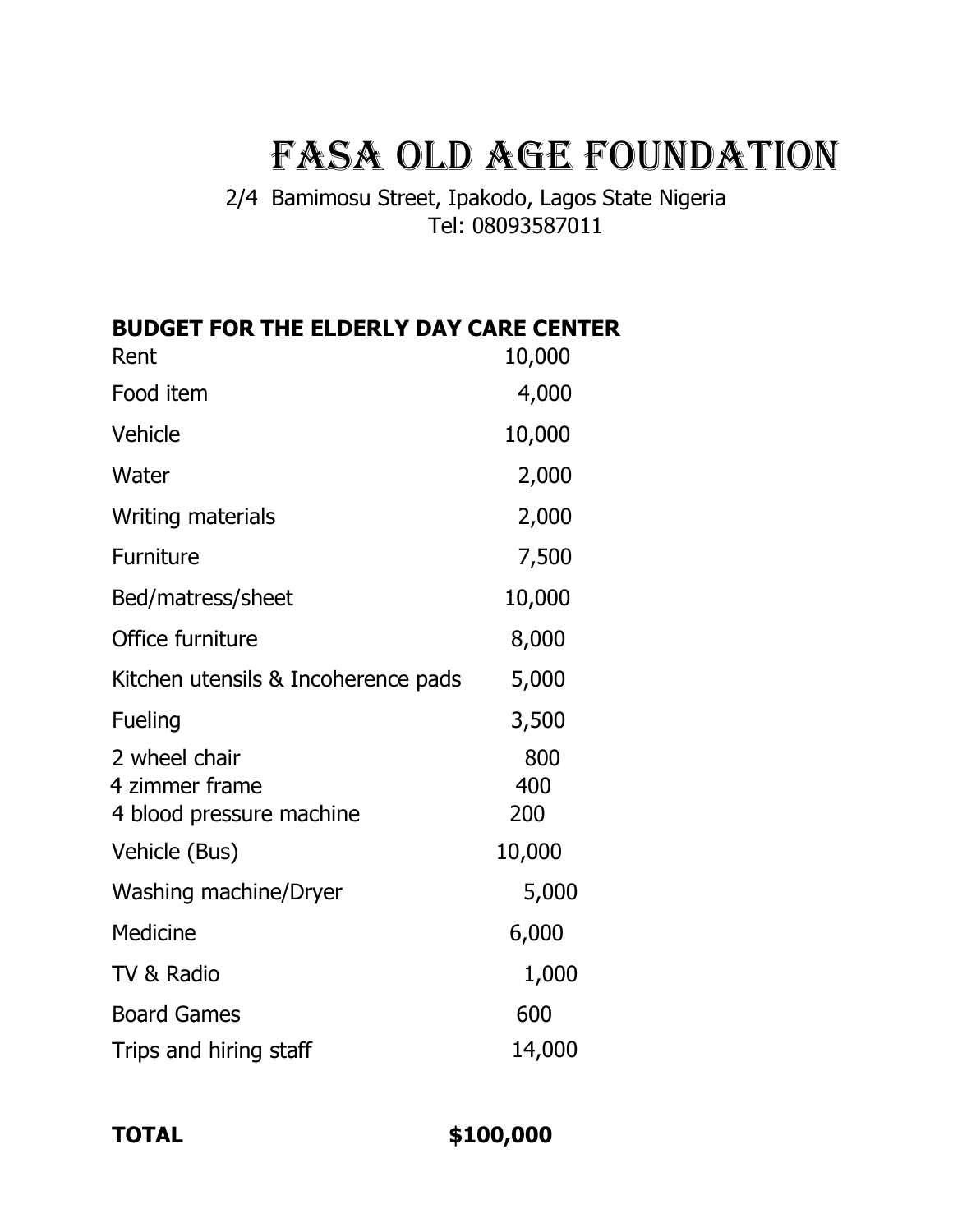# FASA OLD AGE FOUNDATION

2/4 Bamimosu Street, Ipakodo, Lagos State Nigeria
Tel: 08093587011

**BUDGET FOR THE ELDERLY DAY CARE CENTER**

| | |
|---|---|
| Rent | 10,000 |
| Food item | 4,000 |
| Vehicle | 10,000 |
| Water | 2,000 |
| Writing materials | 2,000 |
| Furniture | 7,500 |
| Bed/matress/sheet | 10,000 |
| Office furniture | 8,000 |
| Kitchen utensils & Incoherence pads | 5,000 |
| Fueling | 3,500 |
| 2 wheel chair | 800 |
| 4 zimmer frame | 400 |
| 4 blood pressure machine | 200 |
| Vehicle (Bus) | 10,000 |
| Washing machine/Dryer | 5,000 |
| Medicine | 6,000 |
| TV & Radio | 1,000 |
| Board Games | 600 |
| Trips and hiring staff | 14,000 |
| **TOTAL** | **$100,000** |